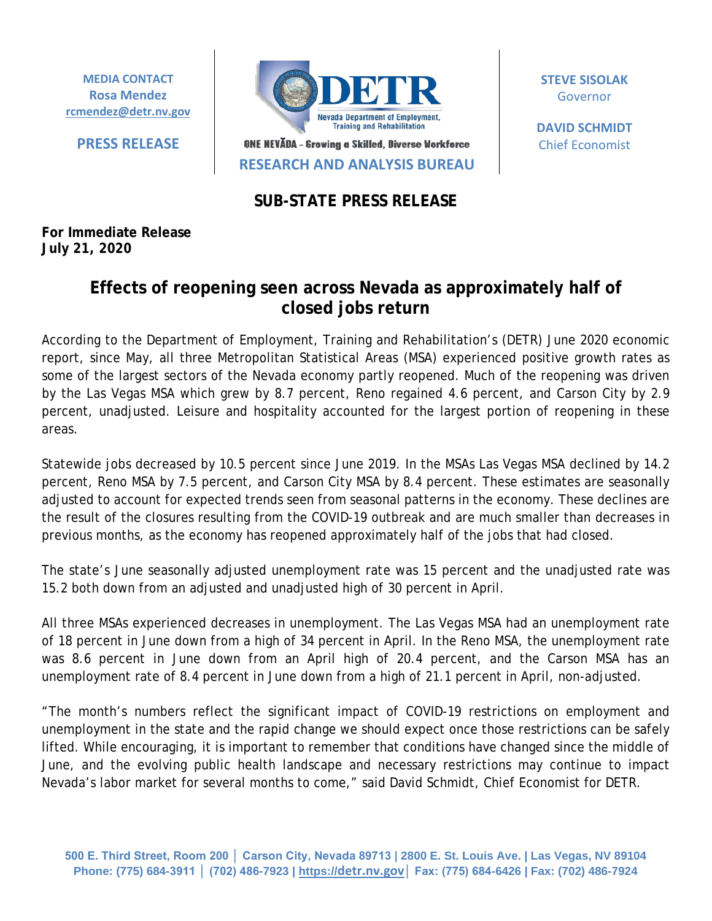MEDIA CONTACT
Rosa Mendez
rcmendez@detr.nv.gov

**PRESS RELEASE**

DETR
Nevada Department of Employment, Training and Rehabilitation
ONE NEVĂDA – Growing a Skilled, Diverse Workforce
**RESEARCH AND ANALYSIS BUREAU**

**STEVE SISOLAK**
Governor

**DAVID SCHMIDT**
Chief Economist

## SUB-STATE PRESS RELEASE

**For Immediate Release**
**July 21, 2020**

# Effects of reopening seen across Nevada as approximately half of closed jobs return

According to the Department of Employment, Training and Rehabilitation's (DETR) June 2020 economic report, since May, all three Metropolitan Statistical Areas (MSA) experienced positive growth rates as some of the largest sectors of the Nevada economy partly reopened. Much of the reopening was driven by the Las Vegas MSA which grew by 8.7 percent, Reno regained 4.6 percent, and Carson City by 2.9 percent, unadjusted. Leisure and hospitality accounted for the largest portion of reopening in these areas.

Statewide jobs decreased by 10.5 percent since June 2019. In the MSAs Las Vegas MSA declined by 14.2 percent, Reno MSA by 7.5 percent, and Carson City MSA by 8.4 percent. These estimates are seasonally adjusted to account for expected trends seen from seasonal patterns in the economy. These declines are the result of the closures resulting from the COVID-19 outbreak and are much smaller than decreases in previous months, as the economy has reopened approximately half of the jobs that had closed.

The state's June seasonally adjusted unemployment rate was 15 percent and the unadjusted rate was 15.2 both down from an adjusted and unadjusted high of 30 percent in April.

All three MSAs experienced decreases in unemployment. The Las Vegas MSA had an unemployment rate of 18 percent in June down from a high of 34 percent in April. In the Reno MSA, the unemployment rate was 8.6 percent in June down from an April high of 20.4 percent, and the Carson MSA has an unemployment rate of 8.4 percent in June down from a high of 21.1 percent in April, non-adjusted.

"The month's numbers reflect the significant impact of COVID-19 restrictions on employment and unemployment in the state and the rapid change we should expect once those restrictions can be safely lifted. While encouraging, it is important to remember that conditions have changed since the middle of June, and the evolving public health landscape and necessary restrictions may continue to impact Nevada's labor market for several months to come," said David Schmidt, Chief Economist for DETR.

500 E. Third Street, Room 200 │ Carson City, Nevada 89713 | 2800 E. St. Louis Ave. | Las Vegas, NV 89104
Phone: (775) 684-3911 │ (702) 486-7923 | https://detr.nv.gov│ Fax: (775) 684-6426 | Fax: (702) 486-7924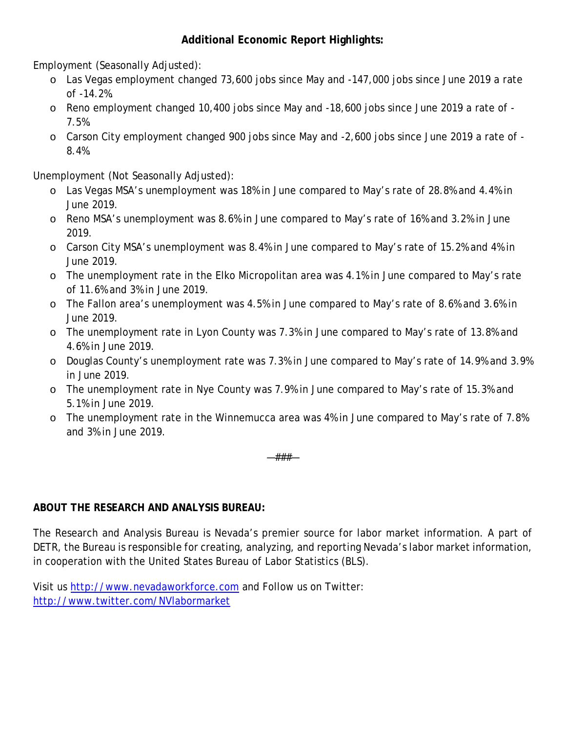**Additional Economic Report Highlights:**

Employment (Seasonally Adjusted):

- Las Vegas employment changed 73,600 jobs since May and -147,000 jobs since June 2019 a rate of -14.2%.
- Reno employment changed 10,400 jobs since May and -18,600 jobs since June 2019 a rate of -7.5%.
- Carson City employment changed 900 jobs since May and -2,600 jobs since June 2019 a rate of -8.4%.

Unemployment (Not Seasonally Adjusted):

- Las Vegas MSA's unemployment was 18% in June compared to May's rate of 28.8% and 4.4% in June 2019.
- Reno MSA's unemployment was 8.6% in June compared to May's rate of 16% and 3.2% in June 2019.
- Carson City MSA's unemployment was 8.4% in June compared to May's rate of 15.2% and 4% in June 2019.
- The unemployment rate in the Elko Micropolitan area was 4.1% in June compared to May's rate of 11.6% and 3% in June 2019.
- The Fallon area's unemployment was 4.5% in June compared to May's rate of 8.6% and 3.6% in June 2019.
- The unemployment rate in Lyon County was 7.3% in June compared to May's rate of 13.8% and 4.6% in June 2019.
- Douglas County's unemployment rate was 7.3% in June compared to May's rate of 14.9% and 3.9% in June 2019.
- The unemployment rate in Nye County was 7.9% in June compared to May's rate of 15.3% and 5.1% in June 2019.
- The unemployment rate in the Winnemucca area was 4% in June compared to May's rate of 7.8% and 3% in June 2019.

###

**ABOUT THE RESEARCH AND ANALYSIS BUREAU:**

The Research and Analysis Bureau is Nevada's premier source for labor market information. A part of DETR, the Bureau is responsible for creating, analyzing, and reporting Nevada's labor market information, in cooperation with the United States Bureau of Labor Statistics (BLS).

Visit us http://www.nevadaworkforce.com and Follow us on Twitter: http://www.twitter.com/NVlabormarket